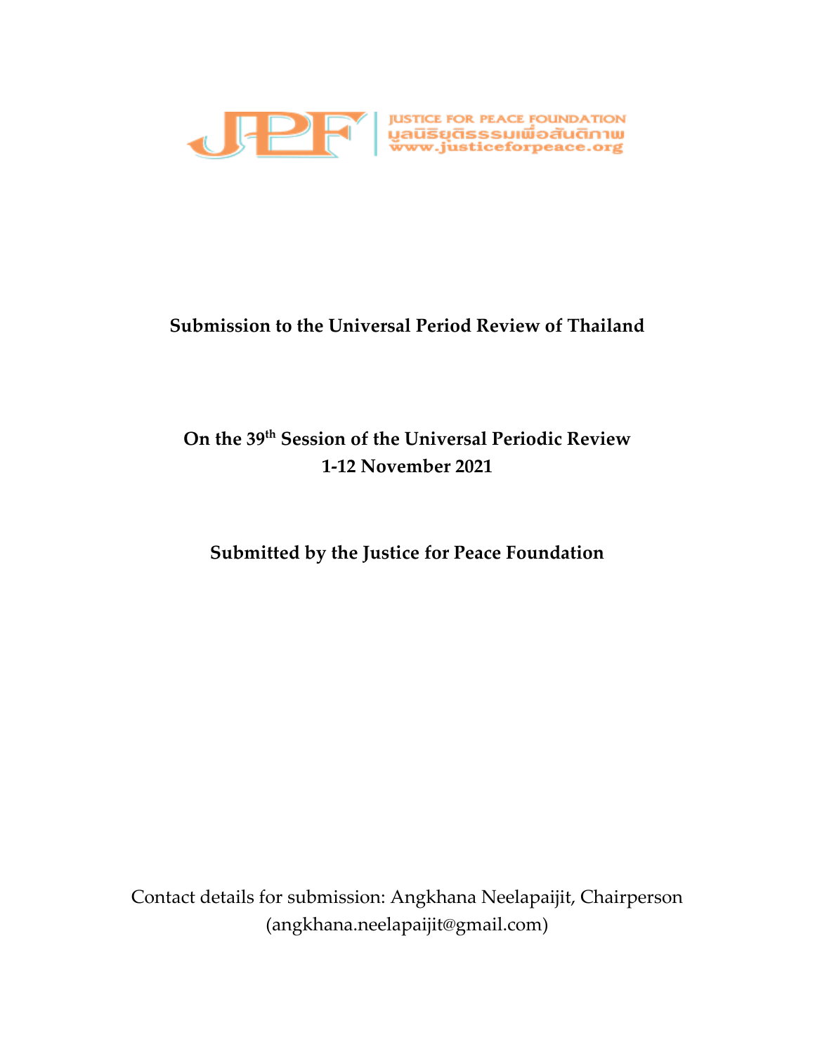JUSTICE FOR PEACE FOUNDATION
มูลนิธิยุติธรรมเพื่อสันติภาพ
www.justiceforpeace.org

**Submission to the Universal Period Review of Thailand**

**On the 39th Session of the Universal Periodic Review**
**1-12 November 2021**

**Submitted by the Justice for Peace Foundation**

Contact details for submission: Angkhana Neelapaijit, Chairperson
(angkhana.neelapaijit@gmail.com)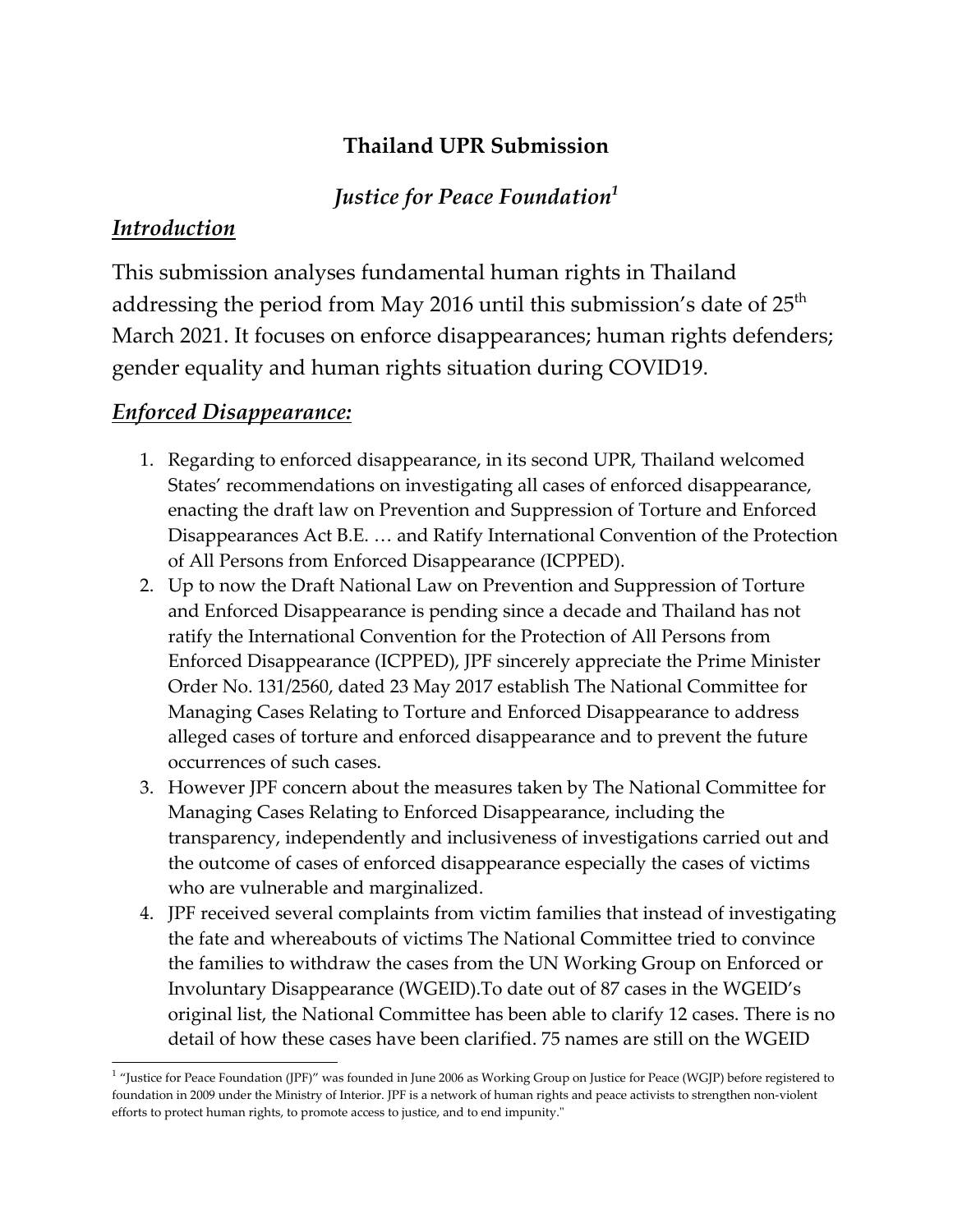## Thailand UPR Submission

### *Justice for Peace Foundation*[1]

### *Introduction*

This submission analyses fundamental human rights in Thailand addressing the period from May 2016 until this submission's date of 25th March 2021. It focuses on enforce disappearances; human rights defenders; gender equality and human rights situation during COVID19.

### *Enforced Disappearance:*

1. Regarding to enforced disappearance, in its second UPR, Thailand welcomed States' recommendations on investigating all cases of enforced disappearance, enacting the draft law on Prevention and Suppression of Torture and Enforced Disappearances Act B.E. … and Ratify International Convention of the Protection of All Persons from Enforced Disappearance (ICPPED).
2. Up to now the Draft National Law on Prevention and Suppression of Torture and Enforced Disappearance is pending since a decade and Thailand has not ratify the International Convention for the Protection of All Persons from Enforced Disappearance (ICPPED), JPF sincerely appreciate the Prime Minister Order No. 131/2560, dated 23 May 2017 establish The National Committee for Managing Cases Relating to Torture and Enforced Disappearance to address alleged cases of torture and enforced disappearance and to prevent the future occurrences of such cases.
3. However JPF concern about the measures taken by The National Committee for Managing Cases Relating to Enforced Disappearance, including the transparency, independently and inclusiveness of investigations carried out and the outcome of cases of enforced disappearance especially the cases of victims who are vulnerable and marginalized.
4. JPF received several complaints from victim families that instead of investigating the fate and whereabouts of victims The National Committee tried to convince the families to withdraw the cases from the UN Working Group on Enforced or Involuntary Disappearance (WGEID).To date out of 87 cases in the WGEID's original list, the National Committee has been able to clarify 12 cases. There is no detail of how these cases have been clarified. 75 names are still on the WGEID

[1] "Justice for Peace Foundation (JPF)" was founded in June 2006 as Working Group on Justice for Peace (WGJP) before registered to foundation in 2009 under the Ministry of Interior. JPF is a network of human rights and peace activists to strengthen non-violent efforts to protect human rights, to promote access to justice, and to end impunity."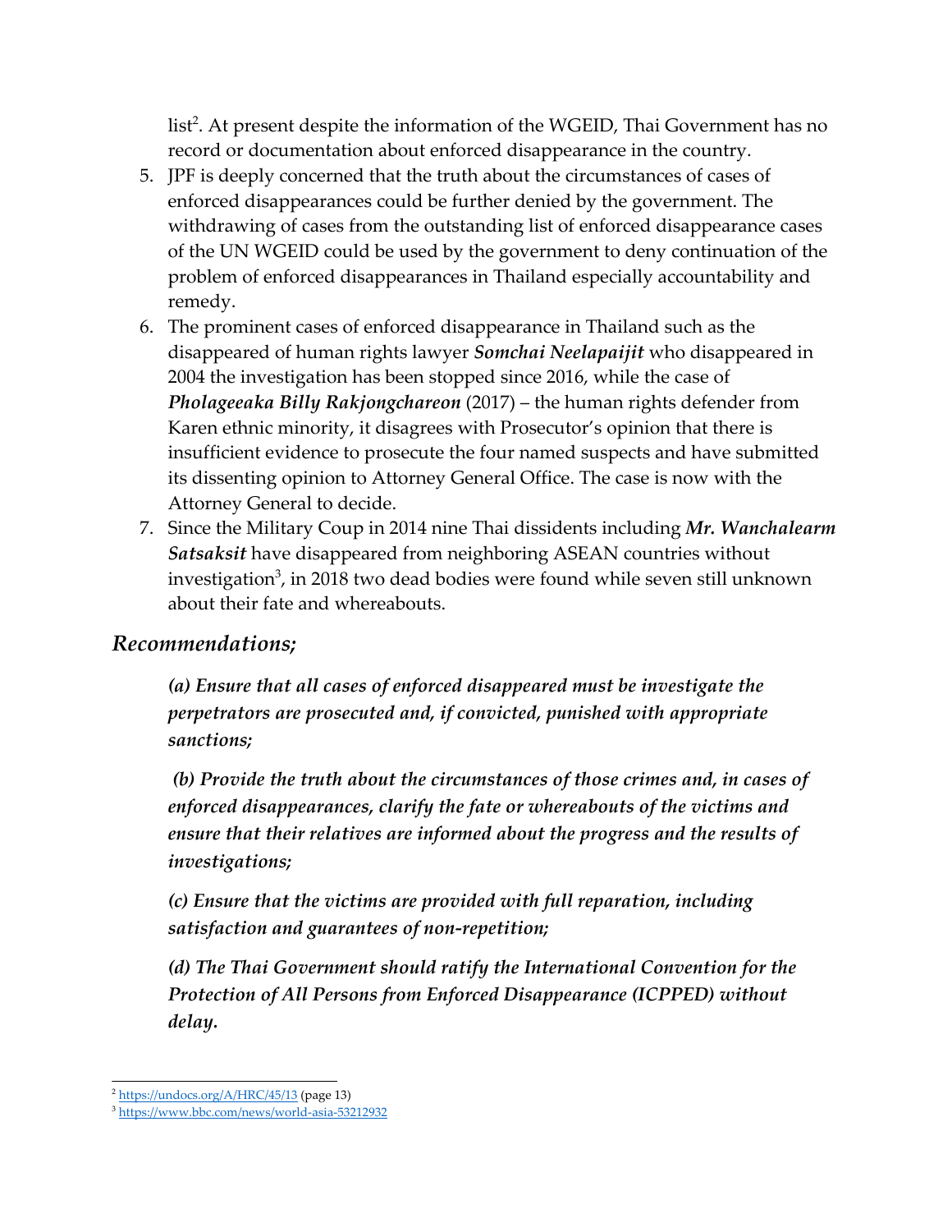list[2]. At present despite the information of the WGEID, Thai Government has no record or documentation about enforced disappearance in the country.

5. JPF is deeply concerned that the truth about the circumstances of cases of enforced disappearances could be further denied by the government. The withdrawing of cases from the outstanding list of enforced disappearance cases of the UN WGEID could be used by the government to deny continuation of the problem of enforced disappearances in Thailand especially accountability and remedy.
6. The prominent cases of enforced disappearance in Thailand such as the disappeared of human rights lawyer ***Somchai Neelapaijit*** who disappeared in 2004 the investigation has been stopped since 2016, while the case of ***Pholageeaka Billy Rakjongchareon*** (2017) – the human rights defender from Karen ethnic minority, it disagrees with Prosecutor's opinion that there is insufficient evidence to prosecute the four named suspects and have submitted its dissenting opinion to Attorney General Office. The case is now with the Attorney General to decide.
7. Since the Military Coup in 2014 nine Thai dissidents including ***Mr. Wanchalearm Satsaksit*** have disappeared from neighboring ASEAN countries without investigation[3], in 2018 two dead bodies were found while seven still unknown about their fate and whereabouts.

## *Recommendations;*

***(a) Ensure that all cases of enforced disappeared must be investigate the perpetrators are prosecuted and, if convicted, punished with appropriate sanctions;***

***(b) Provide the truth about the circumstances of those crimes and, in cases of enforced disappearances, clarify the fate or whereabouts of the victims and ensure that their relatives are informed about the progress and the results of investigations;***

***(c) Ensure that the victims are provided with full reparation, including satisfaction and guarantees of non-repetition;***

***(d) The Thai Government should ratify the International Convention for the Protection of All Persons from Enforced Disappearance (ICPPED) without delay.***

---

[2] https://undocs.org/A/HRC/45/13 (page 13)

[3] https://www.bbc.com/news/world-asia-53212932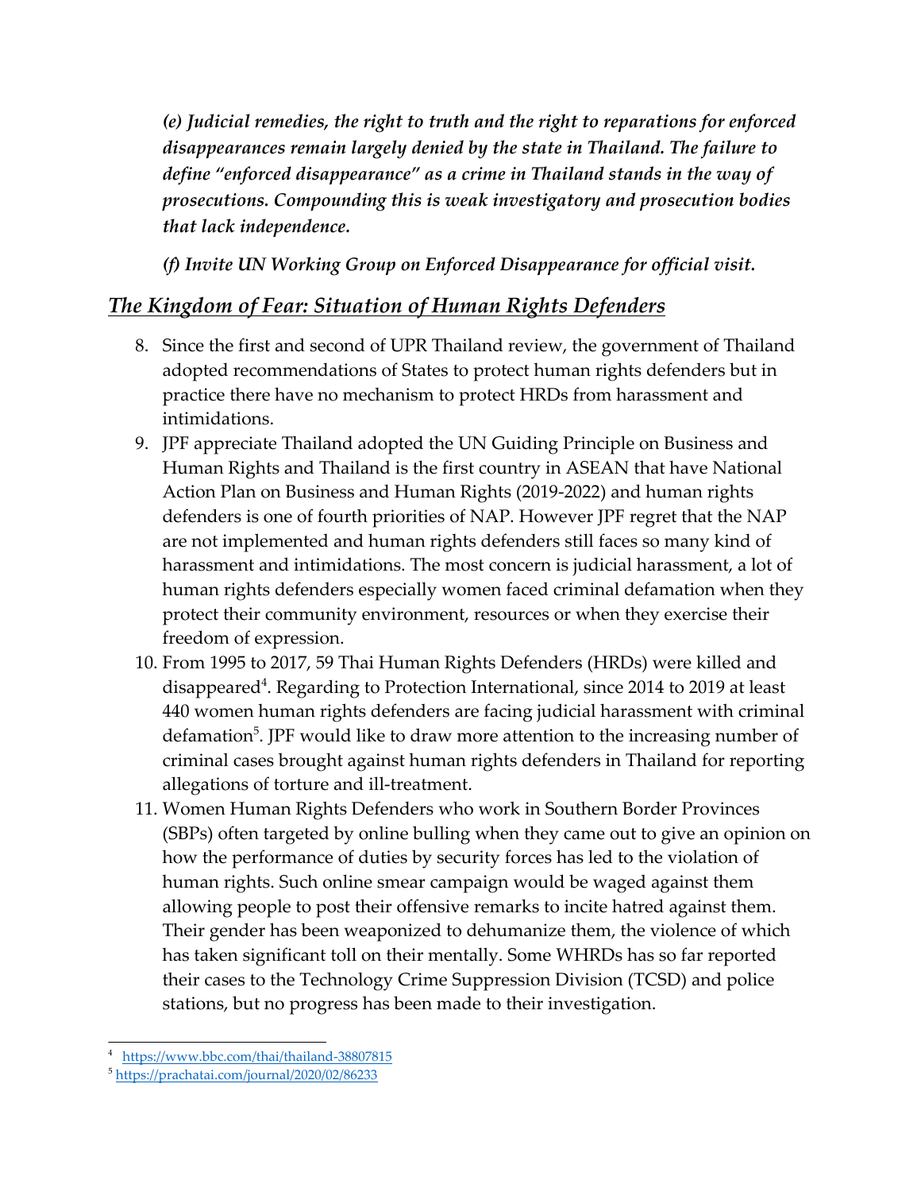*(e) Judicial remedies, the right to truth and the right to reparations for enforced disappearances remain largely denied by the state in Thailand. The failure to define "enforced disappearance" as a crime in Thailand stands in the way of prosecutions. Compounding this is weak investigatory and prosecution bodies that lack independence.*

***(f) Invite UN Working Group on Enforced Disappearance for official visit.***

## ***The Kingdom of Fear: Situation of Human Rights Defenders***

8. Since the first and second of UPR Thailand review, the government of Thailand adopted recommendations of States to protect human rights defenders but in practice there have no mechanism to protect HRDs from harassment and intimidations.
9. JPF appreciate Thailand adopted the UN Guiding Principle on Business and Human Rights and Thailand is the first country in ASEAN that have National Action Plan on Business and Human Rights (2019-2022) and human rights defenders is one of fourth priorities of NAP. However JPF regret that the NAP are not implemented and human rights defenders still faces so many kind of harassment and intimidations. The most concern is judicial harassment, a lot of human rights defenders especially women faced criminal defamation when they protect their community environment, resources or when they exercise their freedom of expression.
10. From 1995 to 2017, 59 Thai Human Rights Defenders (HRDs) were killed and disappeared[4]. Regarding to Protection International, since 2014 to 2019 at least 440 women human rights defenders are facing judicial harassment with criminal defamation[5]. JPF would like to draw more attention to the increasing number of criminal cases brought against human rights defenders in Thailand for reporting allegations of torture and ill-treatment.
11. Women Human Rights Defenders who work in Southern Border Provinces (SBPs) often targeted by online bulling when they came out to give an opinion on how the performance of duties by security forces has led to the violation of human rights. Such online smear campaign would be waged against them allowing people to post their offensive remarks to incite hatred against them. Their gender has been weaponized to dehumanize them, the violence of which has taken significant toll on their mentally. Some WHRDs has so far reported their cases to the Technology Crime Suppression Division (TCSD) and police stations, but no progress has been made to their investigation.

---

[4] https://www.bbc.com/thai/thailand-38807815

[5] https://prachatai.com/journal/2020/02/86233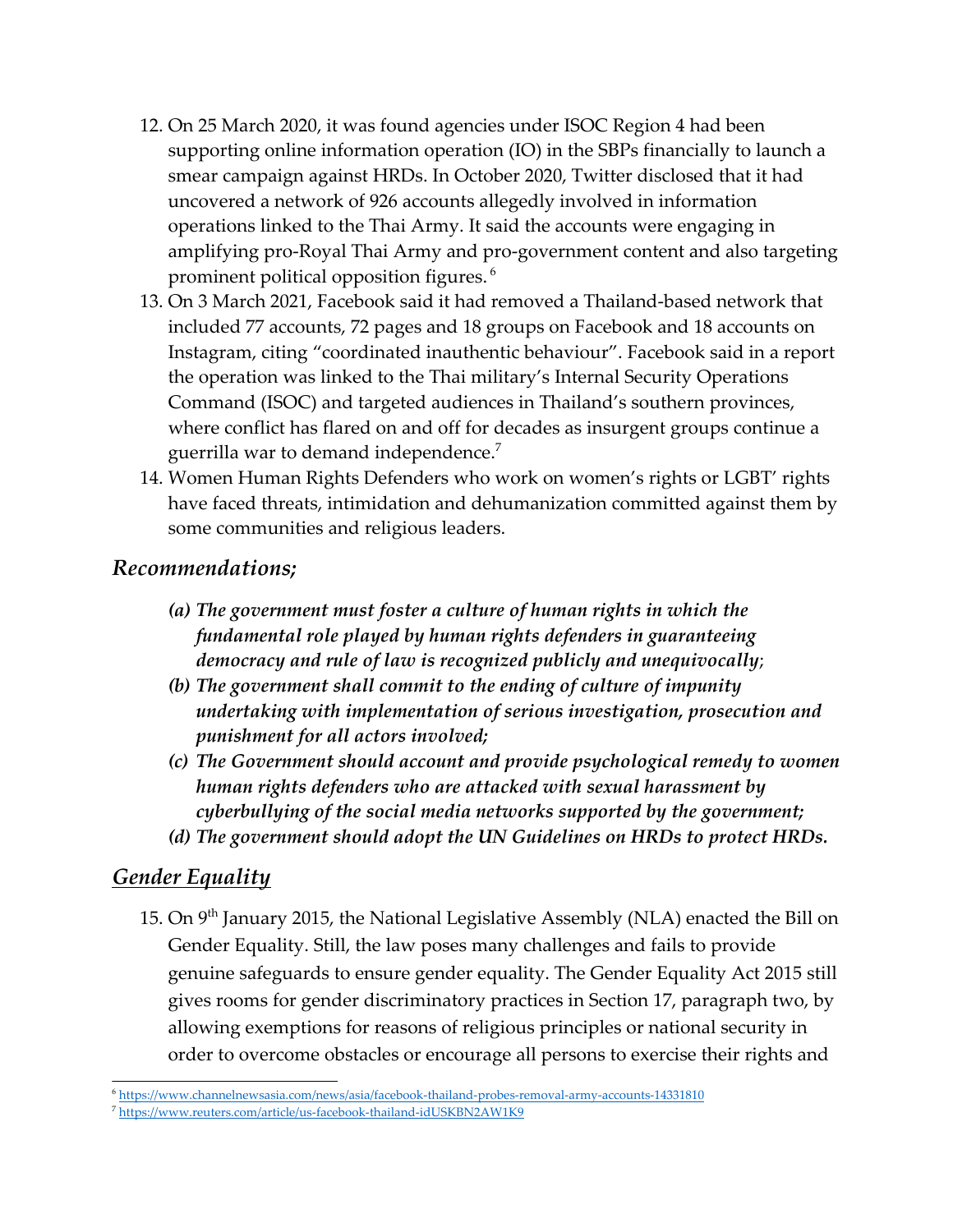12. On 25 March 2020, it was found agencies under ISOC Region 4 had been supporting online information operation (IO) in the SBPs financially to launch a smear campaign against HRDs. In October 2020, Twitter disclosed that it had uncovered a network of 926 accounts allegedly involved in information operations linked to the Thai Army. It said the accounts were engaging in amplifying pro-Royal Thai Army and pro-government content and also targeting prominent political opposition figures. [6]
13. On 3 March 2021, Facebook said it had removed a Thailand-based network that included 77 accounts, 72 pages and 18 groups on Facebook and 18 accounts on Instagram, citing "coordinated inauthentic behaviour". Facebook said in a report the operation was linked to the Thai military's Internal Security Operations Command (ISOC) and targeted audiences in Thailand's southern provinces, where conflict has flared on and off for decades as insurgent groups continue a guerrilla war to demand independence.[7]
14. Women Human Rights Defenders who work on women's rights or LGBT' rights have faced threats, intimidation and dehumanization committed against them by some communities and religious leaders.

### *Recommendations;*

- ***(a) The government must foster a culture of human rights in which the fundamental role played by human rights defenders in guaranteeing democracy and rule of law is recognized publicly and unequivocally***;
- ***(b) The government shall commit to the ending of culture of impunity undertaking with implementation of serious investigation, prosecution and punishment for all actors involved;***
- ***(c) The Government should account and provide psychological remedy to women human rights defenders who are attacked with sexual harassment by cyberbullying of the social media networks supported by the government;***
- ***(d) The government should adopt the UN Guidelines on HRDs to protect HRDs.***

## *Gender Equality*

15. On 9th January 2015, the National Legislative Assembly (NLA) enacted the Bill on Gender Equality. Still, the law poses many challenges and fails to provide genuine safeguards to ensure gender equality. The Gender Equality Act 2015 still gives rooms for gender discriminatory practices in Section 17, paragraph two, by allowing exemptions for reasons of religious principles or national security in order to overcome obstacles or encourage all persons to exercise their rights and

---

[6] https://www.channelnewsasia.com/news/asia/facebook-thailand-probes-removal-army-accounts-14331810

[7] https://www.reuters.com/article/us-facebook-thailand-idUSKBN2AW1K9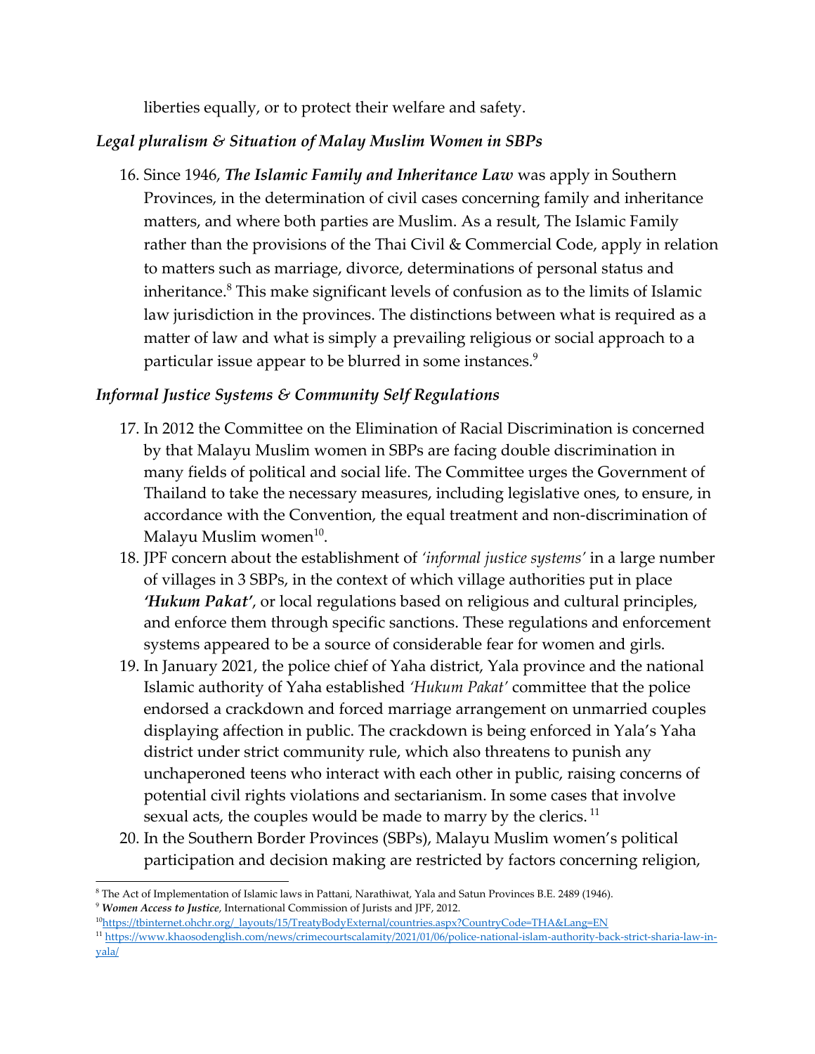liberties equally, or to protect their welfare and safety.

### *Legal pluralism & Situation of Malay Muslim Women in SBPs*

16. Since 1946, ***The Islamic Family and Inheritance Law*** was apply in Southern Provinces, in the determination of civil cases concerning family and inheritance matters, and where both parties are Muslim. As a result, The Islamic Family rather than the provisions of the Thai Civil & Commercial Code, apply in relation to matters such as marriage, divorce, determinations of personal status and inheritance.[8] This make significant levels of confusion as to the limits of Islamic law jurisdiction in the provinces. The distinctions between what is required as a matter of law and what is simply a prevailing religious or social approach to a particular issue appear to be blurred in some instances.[9]

### *Informal Justice Systems & Community Self Regulations*

17. In 2012 the Committee on the Elimination of Racial Discrimination is concerned by that Malayu Muslim women in SBPs are facing double discrimination in many fields of political and social life. The Committee urges the Government of Thailand to take the necessary measures, including legislative ones, to ensure, in accordance with the Convention, the equal treatment and non-discrimination of Malayu Muslim women[10].
18. JPF concern about the establishment of *'informal justice systems'* in a large number of villages in 3 SBPs, in the context of which village authorities put in place ***'Hukum Pakat'***, or local regulations based on religious and cultural principles, and enforce them through specific sanctions. These regulations and enforcement systems appeared to be a source of considerable fear for women and girls.
19. In January 2021, the police chief of Yaha district, Yala province and the national Islamic authority of Yaha established *'Hukum Pakat'* committee that the police endorsed a crackdown and forced marriage arrangement on unmarried couples displaying affection in public. The crackdown is being enforced in Yala's Yaha district under strict community rule, which also threatens to punish any unchaperoned teens who interact with each other in public, raising concerns of potential civil rights violations and sectarianism. In some cases that involve sexual acts, the couples would be made to marry by the clerics. [11]
20. In the Southern Border Provinces (SBPs), Malayu Muslim women's political participation and decision making are restricted by factors concerning religion,

---

[8] The Act of Implementation of Islamic laws in Pattani, Narathiwat, Yala and Satun Provinces B.E. 2489 (1946).

[9] ***Women Access to Justice***, International Commission of Jurists and JPF, 2012.

[10] https://tbinternet.ohchr.org/_layouts/15/TreatyBodyExternal/countries.aspx?CountryCode=THA&Lang=EN

[11] https://www.khaosodenglish.com/news/crimecourtscalamity/2021/01/06/police-national-islam-authority-back-strict-sharia-law-in-yala/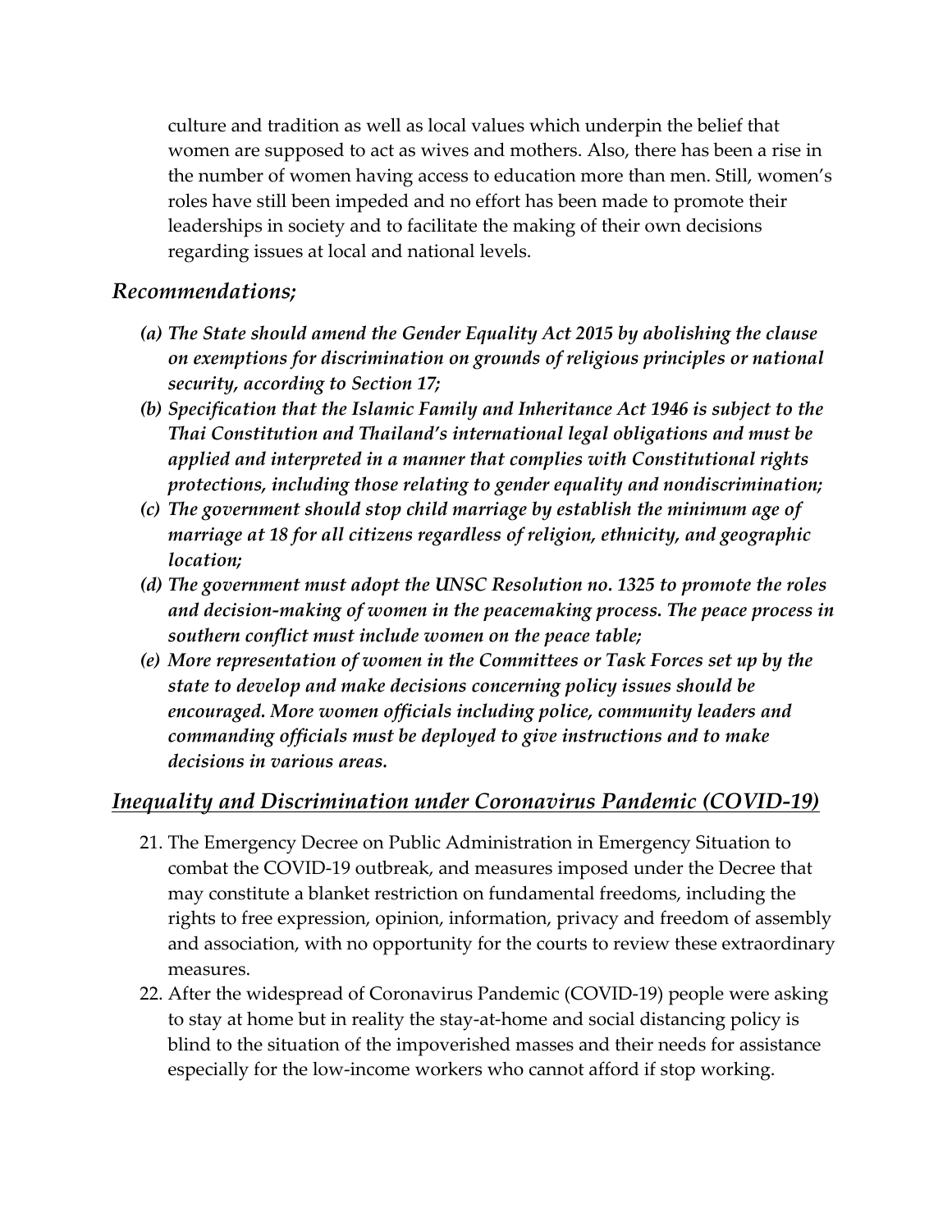culture and tradition as well as local values which underpin the belief that women are supposed to act as wives and mothers. Also, there has been a rise in the number of women having access to education more than men. Still, women's roles have still been impeded and no effort has been made to promote their leaderships in society and to facilitate the making of their own decisions regarding issues at local and national levels.

### *Recommendations;*

*(a) The State should amend the Gender Equality Act 2015 by abolishing the clause on exemptions for discrimination on grounds of religious principles or national security, according to Section 17;*

*(b) Specification that the Islamic Family and Inheritance Act 1946 is subject to the Thai Constitution and Thailand's international legal obligations and must be applied and interpreted in a manner that complies with Constitutional rights protections, including those relating to gender equality and nondiscrimination;*

*(c) The government should stop child marriage by establish the minimum age of marriage at 18 for all citizens regardless of religion, ethnicity, and geographic location;*

*(d) The government must adopt the UNSC Resolution no. 1325 to promote the roles and decision-making of women in the peacemaking process. The peace process in southern conflict must include women on the peace table;*

*(e) More representation of women in the Committees or Task Forces set up by the state to develop and make decisions concerning policy issues should be encouraged. More women officials including police, community leaders and commanding officials must be deployed to give instructions and to make decisions in various areas.*

## ***Inequality and Discrimination under Coronavirus Pandemic (COVID-19)***

21. The Emergency Decree on Public Administration in Emergency Situation to combat the COVID-19 outbreak, and measures imposed under the Decree that may constitute a blanket restriction on fundamental freedoms, including the rights to free expression, opinion, information, privacy and freedom of assembly and association, with no opportunity for the courts to review these extraordinary measures.
22. After the widespread of Coronavirus Pandemic (COVID-19) people were asking to stay at home but in reality the stay-at-home and social distancing policy is blind to the situation of the impoverished masses and their needs for assistance especially for the low-income workers who cannot afford if stop working.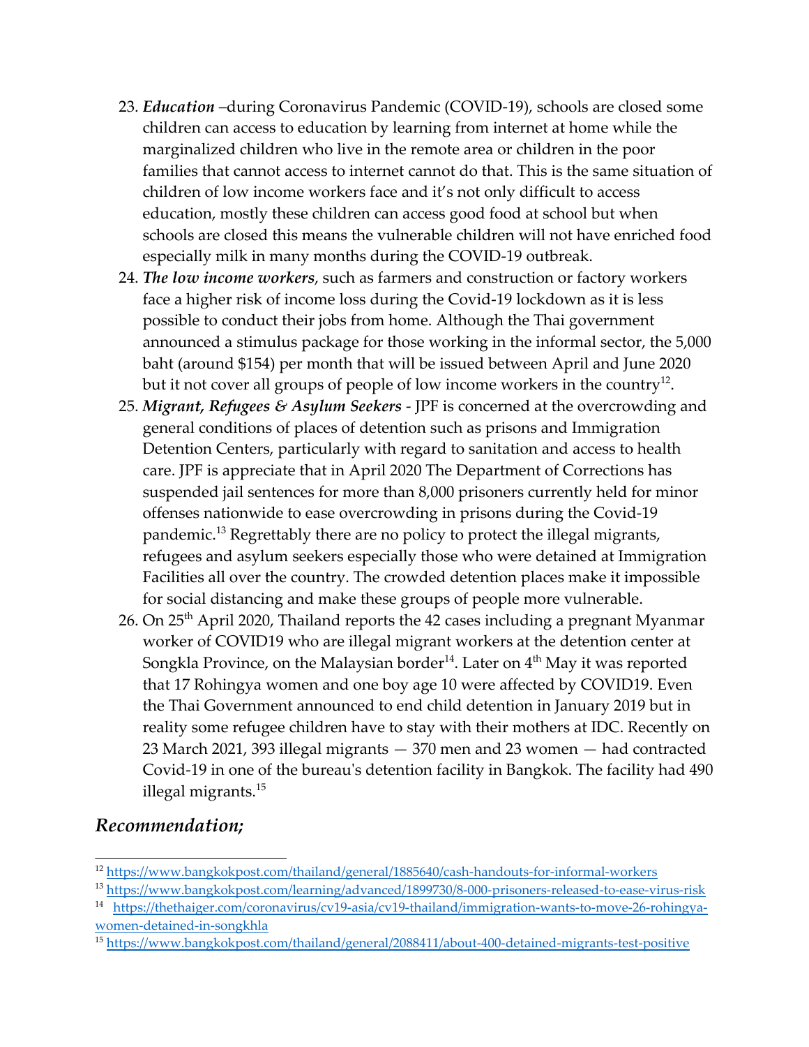23. ***Education*** –during Coronavirus Pandemic (COVID-19), schools are closed some children can access to education by learning from internet at home while the marginalized children who live in the remote area or children in the poor families that cannot access to internet cannot do that. This is the same situation of children of low income workers face and it's not only difficult to access education, mostly these children can access good food at school but when schools are closed this means the vulnerable children will not have enriched food especially milk in many months during the COVID-19 outbreak.
24. ***The low income workers***, such as farmers and construction or factory workers face a higher risk of income loss during the Covid-19 lockdown as it is less possible to conduct their jobs from home. Although the Thai government announced a stimulus package for those working in the informal sector, the 5,000 baht (around $154) per month that will be issued between April and June 2020 but it not cover all groups of people of low income workers in the country[12].
25. ***Migrant, Refugees & Asylum Seekers*** - JPF is concerned at the overcrowding and general conditions of places of detention such as prisons and Immigration Detention Centers, particularly with regard to sanitation and access to health care. JPF is appreciate that in April 2020 The Department of Corrections has suspended jail sentences for more than 8,000 prisoners currently held for minor offenses nationwide to ease overcrowding in prisons during the Covid-19 pandemic.[13] Regrettably there are no policy to protect the illegal migrants, refugees and asylum seekers especially those who were detained at Immigration Facilities all over the country. The crowded detention places make it impossible for social distancing and make these groups of people more vulnerable.
26. On 25th April 2020, Thailand reports the 42 cases including a pregnant Myanmar worker of COVID19 who are illegal migrant workers at the detention center at Songkla Province, on the Malaysian border[14]. Later on 4th May it was reported that 17 Rohingya women and one boy age 10 were affected by COVID19. Even the Thai Government announced to end child detention in January 2019 but in reality some refugee children have to stay with their mothers at IDC. Recently on 23 March 2021, 393 illegal migrants — 370 men and 23 women — had contracted Covid-19 in one of the bureau's detention facility in Bangkok. The facility had 490 illegal migrants.[15]

## *Recommendation;*

---

[12] https://www.bangkokpost.com/thailand/general/1885640/cash-handouts-for-informal-workers

[13] https://www.bangkokpost.com/learning/advanced/1899730/8-000-prisoners-released-to-ease-virus-risk

[14] https://thethaiger.com/coronavirus/cv19-asia/cv19-thailand/immigration-wants-to-move-26-rohingya-women-detained-in-songkhla

[15] https://www.bangkokpost.com/thailand/general/2088411/about-400-detained-migrants-test-positive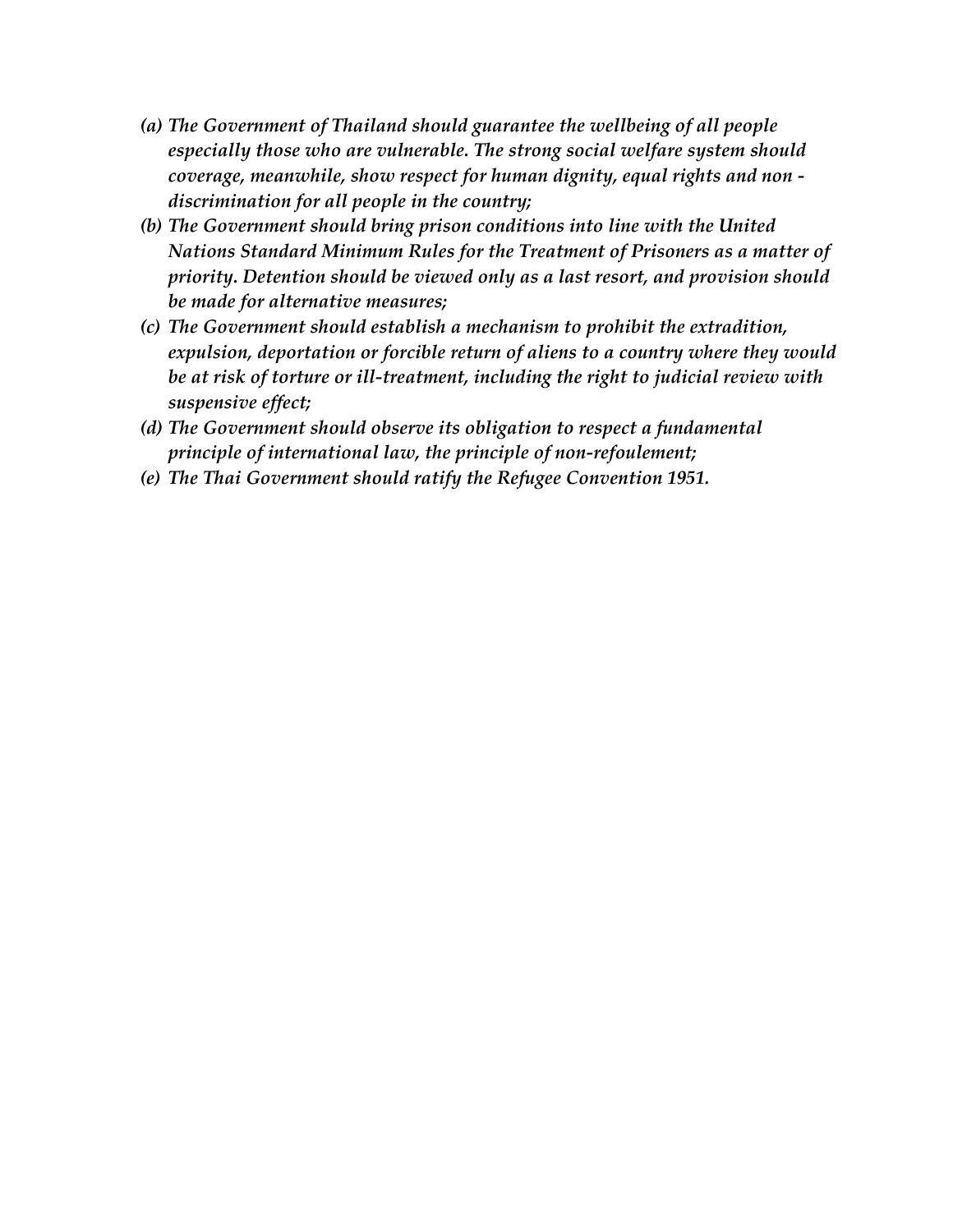*(a) The Government of Thailand should guarantee the wellbeing of all people especially those who are vulnerable. The strong social welfare system should coverage, meanwhile, show respect for human dignity, equal rights and non - discrimination for all people in the country;*

*(b) The Government should bring prison conditions into line with the United Nations Standard Minimum Rules for the Treatment of Prisoners as a matter of priority. Detention should be viewed only as a last resort, and provision should be made for alternative measures;*

*(c) The Government should establish a mechanism to prohibit the extradition, expulsion, deportation or forcible return of aliens to a country where they would be at risk of torture or ill-treatment, including the right to judicial review with suspensive effect;*

*(d) The Government should observe its obligation to respect a fundamental principle of international law, the principle of non-refoulement;*

*(e) The Thai Government should ratify the Refugee Convention 1951.*